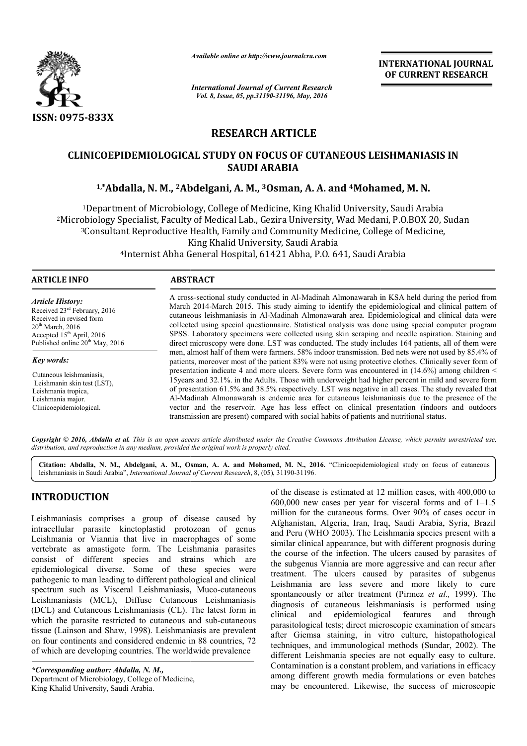ISSN: 0975-833X

*Available online at http://www.journalcra.com*

*International Journal of Current Research*
*Vol. 8, Issue, 05, pp.31190-31196, May, 2016*

**INTERNATIONAL JOURNAL OF CURRENT RESEARCH**

## RESEARCH ARTICLE

# CLINICOEPIDEMIOLOGICAL STUDY ON FOCUS OF CUTANEOUS LEISHMANIASIS IN SAUDI ARABIA

**[1,*]Abdalla, N. M., [2]Abdelgani, A. M., [3]Osman, A. A. and [4]Mohamed, M. N.**

[1]Department of Microbiology, College of Medicine, King Khalid University, Saudi Arabia
[2]Microbiology Specialist, Faculty of Medical Lab., Gezira University, Wad Medani, P.O.BOX 20, Sudan
[3]Consultant Reproductive Health, Family and Community Medicine, College of Medicine, King Khalid University, Saudi Arabia
[4]Internist Abha General Hospital, 61421 Abha, P.O. 641, Saudi Arabia

**ARTICLE INFO**

*Article History:*
Received 23rd February, 2016
Received in revised form
20th March, 2016
Accepted 15th April, 2016
Published online 20th May, 2016

*Key words:*

Cutaneous leishmaniasis,
Leishmanin skin test (LST),
Leishmania tropica,
Leishmania major.
Clinicoepidemiological.

**ABSTRACT**

A cross-sectional study conducted in Al-Madinah Almonawarah in KSA held during the period from March 2014-March 2015. This study aiming to identify the epidemiological and clinical pattern of cutaneous leishmaniasis in Al-Madinah Almonawarah area. Epidemiological and clinical data were collected using special questionnaire. Statistical analysis was done using special computer program SPSS. Laboratory specimens were collected using skin scraping and needle aspiration. Staining and direct microscopy were done. LST was conducted. The study includes 164 patients, all of them were men, almost half of them were farmers. 58% indoor transmission. Bed nets were not used by 85.4% of patients, moreover most of the patient 83% were not using protective clothes. Clinically sever form of presentation indicate 4 and more ulcers. Severe form was encountered in (14.6%) among children < 15years and 32.1%. in the Adults. Those with underweight had higher percent in mild and severe form of presentation 61.5% and 38.5% respectively. LST was negative in all cases. The study revealed that Al-Madinah Almonawarah is endemic area for cutaneous leishmaniasis due to the presence of the vector and the reservoir. Age has less effect on clinical presentation (indoors and outdoors transmission are present) compared with social habits of patients and nutritional status.

*Copyright © 2016, Abdalla et al. This is an open access article distributed under the Creative Commons Attribution License, which permits unrestricted use, distribution, and reproduction in any medium, provided the original work is properly cited.*

**Citation: Abdalla, N. M., Abdelgani, A. M., Osman, A. A. and Mohamed, M. N., 2016.** "Clinicoepidemiological study on focus of cutaneous leishmaniasis in Saudi Arabia", *International Journal of Current Research*, 8, (05), 31190-31196.

## INTRODUCTION

Leishmaniasis comprises a group of disease caused by intracellular parasite kinetoplastid protozoan of genus Leishmania or Viannia that live in macrophages of some vertebrate as amastigote form. The Leishmania parasites consist of different species and strains which are epidemiological diverse. Some of these species were pathogenic to man leading to different pathological and clinical spectrum such as Visceral Leishmaniasis, Muco-cutaneous Leishmaniasis (MCL), Diffuse Cutaneous Leishmaniasis (DCL) and Cutaneous Leishmaniasis (CL). The latest form in which the parasite restricted to cutaneous and sub-cutaneous tissue (Lainson and Shaw, 1998). Leishmaniasis are prevalent on four continents and considered endemic in 88 countries, 72 of which are developing countries. The worldwide prevalence of the disease is estimated at 12 million cases, with 400,000 to 600,000 new cases per year for visceral forms and of 1–1.5 million for the cutaneous forms. Over 90% of cases occur in Afghanistan, Algeria, Iran, Iraq, Saudi Arabia, Syria, Brazil and Peru (WHO 2003). The Leishmania species present with a similar clinical appearance, but with different prognosis during the course of the infection. The ulcers caused by parasites of the subgenus Viannia are more aggressive and can recur after treatment. The ulcers caused by parasites of subgenus Leishmania are less severe and more likely to cure spontaneously or after treatment (Pirmez *et al.,* 1999). The diagnosis of cutaneous leishmaniasis is performed using clinical and epidemiological features and through parasitological tests; direct microscopic examination of smears after Giemsa staining, in vitro culture, histopathological techniques, and immunological methods (Sundar, 2002). The different Leishmania species are not equally easy to culture. Contamination is a constant problem, and variations in efficacy among different growth media formulations or even batches may be encountered. Likewise, the success of microscopic

*\*Corresponding author: Abdalla, N. M.,*
Department of Microbiology, College of Medicine,
King Khalid University, Saudi Arabia.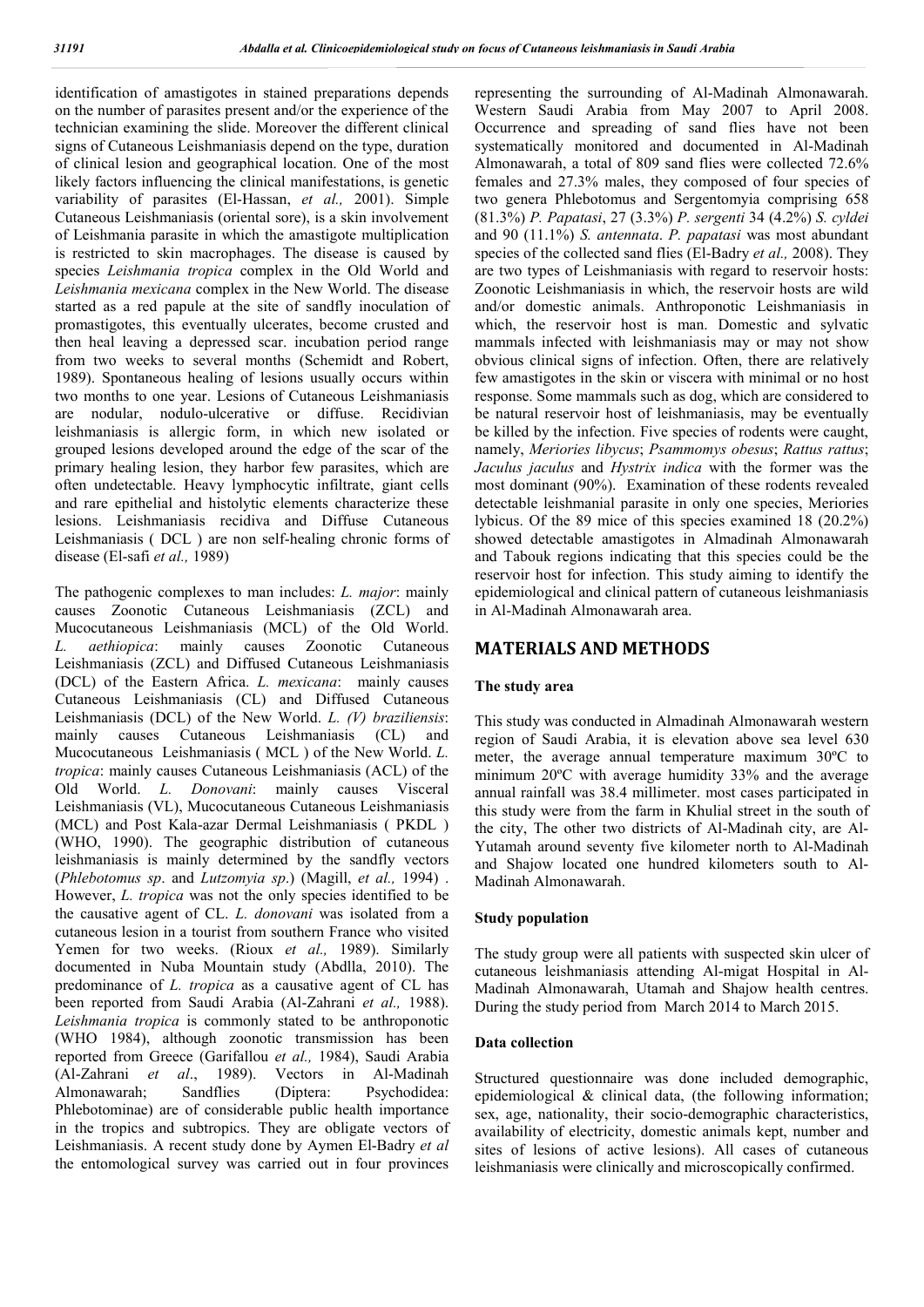identification of amastigotes in stained preparations depends on the number of parasites present and/or the experience of the technician examining the slide. Moreover the different clinical signs of Cutaneous Leishmaniasis depend on the type, duration of clinical lesion and geographical location. One of the most likely factors influencing the clinical manifestations, is genetic variability of parasites (El-Hassan, *et al.,* 2001). Simple Cutaneous Leishmaniasis (oriental sore), is a skin involvement of Leishmania parasite in which the amastigote multiplication is restricted to skin macrophages. The disease is caused by species *Leishmania tropica* complex in the Old World and *Leishmania mexicana* complex in the New World. The disease started as a red papule at the site of sandfly inoculation of promastigotes, this eventually ulcerates, become crusted and then heal leaving a depressed scar. incubation period range from two weeks to several months (Schemidt and Robert, 1989). Spontaneous healing of lesions usually occurs within two months to one year. Lesions of Cutaneous Leishmaniasis are nodular, nodulo-ulcerative or diffuse. Recidivian leishmaniasis is allergic form, in which new isolated or grouped lesions developed around the edge of the scar of the primary healing lesion, they harbor few parasites, which are often undetectable. Heavy lymphocytic infiltrate, giant cells and rare epithelial and histolytic elements characterize these lesions. Leishmaniasis recidiva and Diffuse Cutaneous Leishmaniasis ( DCL ) are non self-healing chronic forms of disease (El-safi *et al.,* 1989)

The pathogenic complexes to man includes: *L. major*: mainly causes Zoonotic Cutaneous Leishmaniasis (ZCL) and Mucocutaneous Leishmaniasis (MCL) of the Old World. *L. aethiopica*: mainly causes Zoonotic Cutaneous Leishmaniasis (ZCL) and Diffused Cutaneous Leishmaniasis (DCL) of the Eastern Africa. *L. mexicana*: mainly causes Cutaneous Leishmaniasis (CL) and Diffused Cutaneous Leishmaniasis (DCL) of the New World. *L. (V) braziliensis*: mainly causes Cutaneous Leishmaniasis (CL) and Mucocutaneous Leishmaniasis ( MCL ) of the New World. *L. tropica*: mainly causes Cutaneous Leishmaniasis (ACL) of the Old World. *L. Donovani*: mainly causes Visceral Leishmaniasis (VL), Mucocutaneous Cutaneous Leishmaniasis (MCL) and Post Kala-azar Dermal Leishmaniasis ( PKDL ) (WHO, 1990). The geographic distribution of cutaneous leishmaniasis is mainly determined by the sandfly vectors (*Phlebotomus sp*. and *Lutzomyia sp*.) (Magill, *et al.,* 1994) . However, *L. tropica* was not the only species identified to be the causative agent of CL. *L. donovani* was isolated from a cutaneous lesion in a tourist from southern France who visited Yemen for two weeks. (Rioux *et al.,* 1989). Similarly documented in Nuba Mountain study (Abdlla, 2010). The predominance of *L. tropica* as a causative agent of CL has been reported from Saudi Arabia (Al-Zahrani *et al.,* 1988). *Leishmania tropica* is commonly stated to be anthroponotic (WHO 1984), although zoonotic transmission has been reported from Greece (Garifallou *et al.,* 1984), Saudi Arabia (Al-Zahrani *et al*., 1989). Vectors in Al-Madinah Almonawarah; Sandflies (Diptera: Psychodidea: Phlebotominae) are of considerable public health importance in the tropics and subtropics. They are obligate vectors of Leishmaniasis. A recent study done by Aymen El-Badry *et al* the entomological survey was carried out in four provinces representing the surrounding of Al-Madinah Almonawarah. Western Saudi Arabia from May 2007 to April 2008. Occurrence and spreading of sand flies have not been systematically monitored and documented in Al-Madinah Almonawarah, a total of 809 sand flies were collected 72.6% females and 27.3% males, they composed of four species of two genera Phlebotomus and Sergentomyia comprising 658 (81.3%) *P. Papatasi*, 27 (3.3%) *P. sergenti* 34 (4.2%) *S. cyldei* and 90 (11.1%) *S. antennata*. *P. papatasi* was most abundant species of the collected sand flies (El-Badry *et al.,* 2008). They are two types of Leishmaniasis with regard to reservoir hosts: Zoonotic Leishmaniasis in which, the reservoir hosts are wild and/or domestic animals. Anthroponotic Leishmaniasis in which, the reservoir host is man. Domestic and sylvatic mammals infected with leishmaniasis may or may not show obvious clinical signs of infection. Often, there are relatively few amastigotes in the skin or viscera with minimal or no host response. Some mammals such as dog, which are considered to be natural reservoir host of leishmaniasis, may be eventually be killed by the infection. Five species of rodents were caught, namely, *Meriories libycus*; *Psammomys obesus*; *Rattus rattus*; *Jaculus jaculus* and *Hystrix indica* with the former was the most dominant (90%). Examination of these rodents revealed detectable leishmanial parasite in only one species, Meriories lybicus. Of the 89 mice of this species examined 18 (20.2%) showed detectable amastigotes in Almadinah Almonawarah and Tabouk regions indicating that this species could be the reservoir host for infection. This study aiming to identify the epidemiological and clinical pattern of cutaneous leishmaniasis in Al-Madinah Almonawarah area.

## MATERIALS AND METHODS

### The study area

This study was conducted in Almadinah Almonawarah western region of Saudi Arabia, it is elevation above sea level 630 meter, the average annual temperature maximum 30ºC to minimum 20ºC with average humidity 33% and the average annual rainfall was 38.4 millimeter. most cases participated in this study were from the farm in Khulial street in the south of the city, The other two districts of Al-Madinah city, are Al-Yutamah around seventy five kilometer north to Al-Madinah and Shajow located one hundred kilometers south to Al-Madinah Almonawarah.

### Study population

The study group were all patients with suspected skin ulcer of cutaneous leishmaniasis attending Al-migat Hospital in Al-Madinah Almonawarah, Utamah and Shajow health centres. During the study period from March 2014 to March 2015.

### Data collection

Structured questionnaire was done included demographic, epidemiological & clinical data, (the following information; sex, age, nationality, their socio-demographic characteristics, availability of electricity, domestic animals kept, number and sites of lesions of active lesions). All cases of cutaneous leishmaniasis were clinically and microscopically confirmed.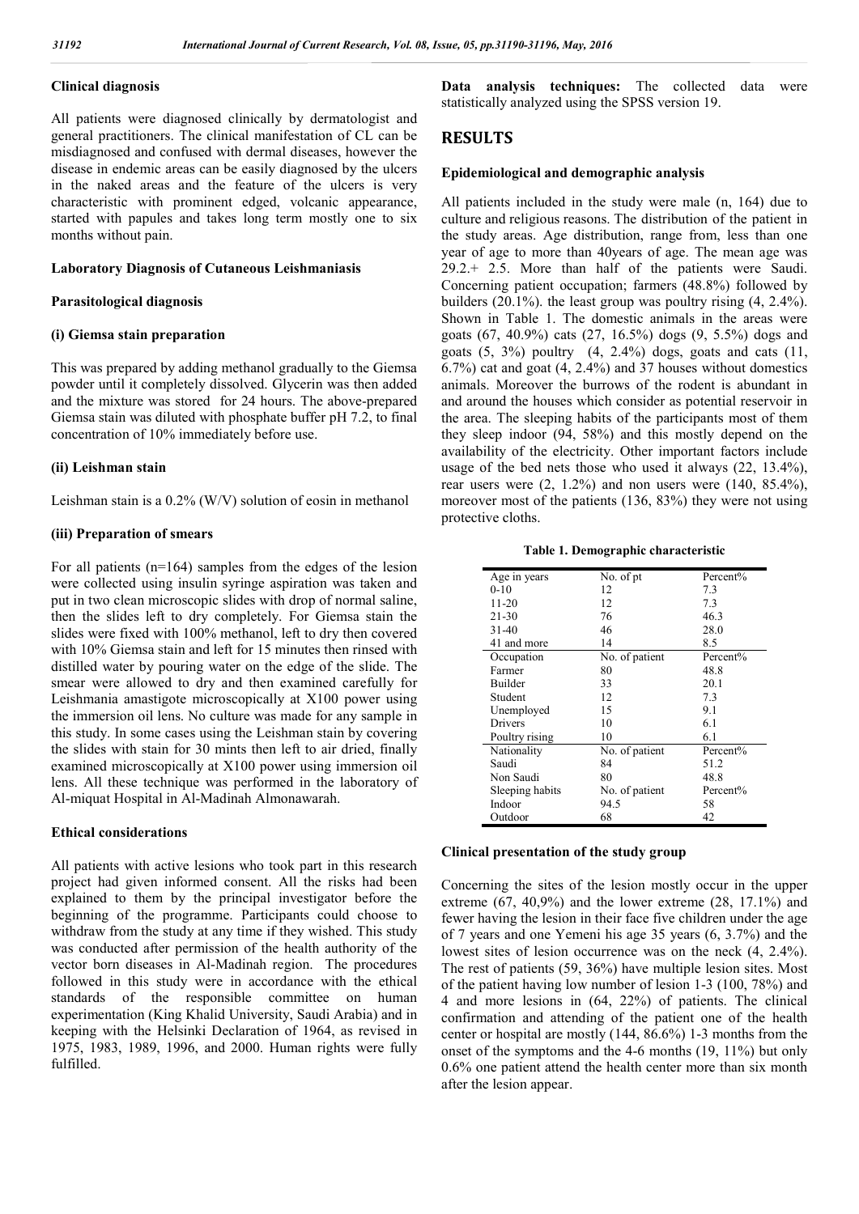### Clinical diagnosis

All patients were diagnosed clinically by dermatologist and general practitioners. The clinical manifestation of CL can be misdiagnosed and confused with dermal diseases, however the disease in endemic areas can be easily diagnosed by the ulcers in the naked areas and the feature of the ulcers is very characteristic with prominent edged, volcanic appearance, started with papules and takes long term mostly one to six months without pain.

### Laboratory Diagnosis of Cutaneous Leishmaniasis

### Parasitological diagnosis

### (i) Giemsa stain preparation

This was prepared by adding methanol gradually to the Giemsa powder until it completely dissolved. Glycerin was then added and the mixture was stored for 24 hours. The above-prepared Giemsa stain was diluted with phosphate buffer pH 7.2, to final concentration of 10% immediately before use.

### (ii) Leishman stain

Leishman stain is a 0.2% (W/V) solution of eosin in methanol

### (iii) Preparation of smears

For all patients (n=164) samples from the edges of the lesion were collected using insulin syringe aspiration was taken and put in two clean microscopic slides with drop of normal saline, then the slides left to dry completely. For Giemsa stain the slides were fixed with 100% methanol, left to dry then covered with 10% Giemsa stain and left for 15 minutes then rinsed with distilled water by pouring water on the edge of the slide. The smear were allowed to dry and then examined carefully for Leishmania amastigote microscopically at X100 power using the immersion oil lens. No culture was made for any sample in this study. In some cases using the Leishman stain by covering the slides with stain for 30 mints then left to air dried, finally examined microscopically at X100 power using immersion oil lens. All these technique was performed in the laboratory of Al-miquat Hospital in Al-Madinah Almonawarah.

### Ethical considerations

All patients with active lesions who took part in this research project had given informed consent. All the risks had been explained to them by the principal investigator before the beginning of the programme. Participants could choose to withdraw from the study at any time if they wished. This study was conducted after permission of the health authority of the vector born diseases in Al-Madinah region. The procedures followed in this study were in accordance with the ethical standards of the responsible committee on human experimentation (King Khalid University, Saudi Arabia) and in keeping with the Helsinki Declaration of 1964, as revised in 1975, 1983, 1989, 1996, and 2000. Human rights were fully fulfilled.

**Data analysis techniques:** The collected data were statistically analyzed using the SPSS version 19.

## RESULTS

### Epidemiological and demographic analysis

All patients included in the study were male (n, 164) due to culture and religious reasons. The distribution of the patient in the study areas. Age distribution, range from, less than one year of age to more than 40years of age. The mean age was 29.2.+ 2.5. More than half of the patients were Saudi. Concerning patient occupation; farmers (48.8%) followed by builders (20.1%). the least group was poultry rising (4, 2.4%). Shown in Table 1. The domestic animals in the areas were goats (67, 40.9%) cats (27, 16.5%) dogs (9, 5.5%) dogs and goats (5, 3%) poultry (4, 2.4%) dogs, goats and cats (11, 6.7%) cat and goat (4, 2.4%) and 37 houses without domestics animals. Moreover the burrows of the rodent is abundant in and around the houses which consider as potential reservoir in the area. The sleeping habits of the participants most of them they sleep indoor (94, 58%) and this mostly depend on the availability of the electricity. Other important factors include usage of the bed nets those who used it always (22, 13.4%), rear users were (2, 1.2%) and non users were (140, 85.4%), moreover most of the patients (136, 83%) they were not using protective cloths.

**Table 1. Demographic characteristic**

| Age in years | No. of pt | Percent% |
|---|---|---|
| 0-10 | 12 | 7.3 |
| 11-20 | 12 | 7.3 |
| 21-30 | 76 | 46.3 |
| 31-40 | 46 | 28.0 |
| 41 and more | 14 | 8.5 |
| Occupation | No. of patient | Percent% |
| Farmer | 80 | 48.8 |
| Builder | 33 | 20.1 |
| Student | 12 | 7.3 |
| Unemployed | 15 | 9.1 |
| Drivers | 10 | 6.1 |
| Poultry rising | 10 | 6.1 |
| Nationality | No. of patient | Percent% |
| Saudi | 84 | 51.2 |
| Non Saudi | 80 | 48.8 |
| Sleeping habits | No. of patient | Percent% |
| Indoor | 94.5 | 58 |
| Outdoor | 68 | 42 |

### Clinical presentation of the study group

Concerning the sites of the lesion mostly occur in the upper extreme (67, 40,9%) and the lower extreme (28, 17.1%) and fewer having the lesion in their face five children under the age of 7 years and one Yemeni his age 35 years (6, 3.7%) and the lowest sites of lesion occurrence was on the neck (4, 2.4%). The rest of patients (59, 36%) have multiple lesion sites. Most of the patient having low number of lesion 1-3 (100, 78%) and 4 and more lesions in (64, 22%) of patients. The clinical confirmation and attending of the patient one of the health center or hospital are mostly (144, 86.6%) 1-3 months from the onset of the symptoms and the 4-6 months (19, 11%) but only 0.6% one patient attend the health center more than six month after the lesion appear.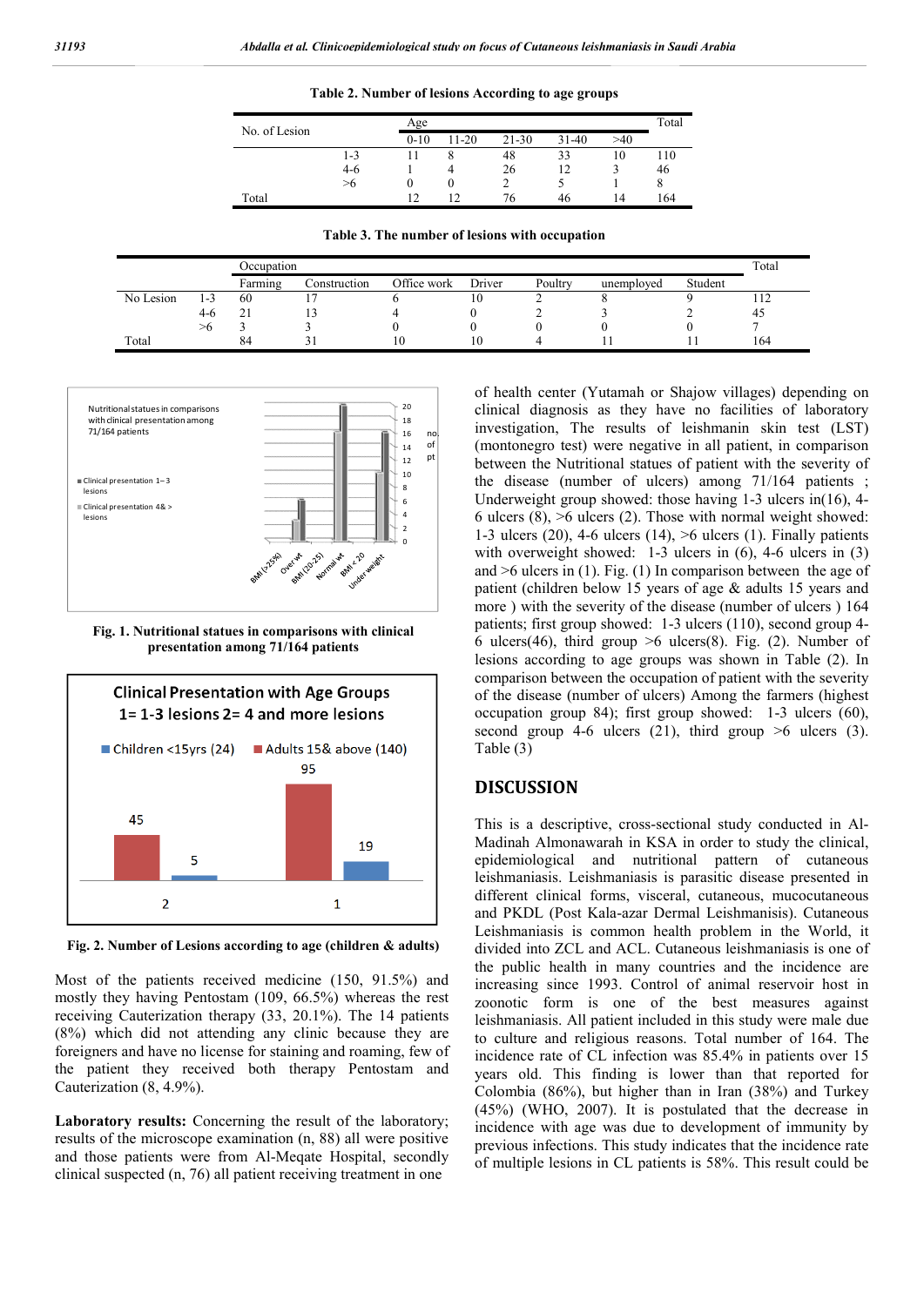**Table 2. Number of lesions According to age groups**

| No. of Lesion | | Age | | | | | Total |
|---|---|---|---|---|---|---|---|
| | | 0-10 | 11-20 | 21-30 | 31-40 | >40 | |
| | 1-3 | 11 | 8 | 48 | 33 | 10 | 110 |
| | 4-6 | 1 | 4 | 26 | 12 | 3 | 46 |
| | >6 | 0 | 0 | 2 | 5 | 1 | 8 |
| Total | | 12 | 12 | 76 | 46 | 14 | 164 |

**Table 3. The number of lesions with occupation**

| | | Occupation | | | | | | | Total |
|---|---|---|---|---|---|---|---|---|---|
| | | Farming | Construction | Office work | Driver | Poultry | unemployed | Student | |
| No Lesion | 1-3 | 60 | 17 | 6 | 10 | 2 | 8 | 9 | 112 |
| | 4-6 | 21 | 13 | 4 | 0 | 2 | 3 | 2 | 45 |
| | >6 | 3 | 3 | 0 | 0 | 0 | 0 | 0 | 7 |
| Total | | 84 | 31 | 10 | 10 | 4 | 11 | 11 | 164 |

**Fig. 1. Nutritional statues in comparisons with clinical presentation among 71/164 patients**

**Fig. 2. Number of Lesions according to age (children & adults)**

Most of the patients received medicine (150, 91.5%) and mostly they having Pentostam (109, 66.5%) whereas the rest receiving Cauterization therapy (33, 20.1%). The 14 patients (8%) which did not attending any clinic because they are foreigners and have no license for staining and roaming, few of the patient they received both therapy Pentostam and Cauterization (8, 4.9%).

**Laboratory results:** Concerning the result of the laboratory; results of the microscope examination (n, 88) all were positive and those patients were from Al-Meqate Hospital, secondly clinical suspected (n, 76) all patient receiving treatment in one of health center (Yutamah or Shajow villages) depending on clinical diagnosis as they have no facilities of laboratory investigation, The results of leishmanin skin test (LST) (montonegro test) were negative in all patient, in comparison between the Nutritional statues of patient with the severity of the disease (number of ulcers) among 71/164 patients ; Underweight group showed: those having 1-3 ulcers in(16), 4-6 ulcers (8), >6 ulcers (2). Those with normal weight showed: 1-3 ulcers (20), 4-6 ulcers (14), >6 ulcers (1). Finally patients with overweight showed: 1-3 ulcers in (6), 4-6 ulcers in (3) and >6 ulcers in (1). Fig. (1) In comparison between the age of patient (children below 15 years of age & adults 15 years and more ) with the severity of the disease (number of ulcers ) 164 patients; first group showed: 1-3 ulcers (110), second group 4-6 ulcers(46), third group >6 ulcers(8). Fig. (2). Number of lesions according to age groups was shown in Table (2). In comparison between the occupation of patient with the severity of the disease (number of ulcers) Among the farmers (highest occupation group 84); first group showed: 1-3 ulcers (60), second group 4-6 ulcers (21), third group >6 ulcers (3). Table (3)

## DISCUSSION

This is a descriptive, cross-sectional study conducted in Al-Madinah Almonawarah in KSA in order to study the clinical, epidemiological and nutritional pattern of cutaneous leishmaniasis. Leishmaniasis is parasitic disease presented in different clinical forms, visceral, cutaneous, mucocutaneous and PKDL (Post Kala-azar Dermal Leishmanisis). Cutaneous Leishmaniasis is common health problem in the World, it divided into ZCL and ACL. Cutaneous leishmaniasis is one of the public health in many countries and the incidence are increasing since 1993. Control of animal reservoir host in zoonotic form is one of the best measures against leishmaniasis. All patient included in this study were male due to culture and religious reasons. Total number of 164. The incidence rate of CL infection was 85.4% in patients over 15 years old. This finding is lower than that reported for Colombia (86%), but higher than in Iran (38%) and Turkey (45%) (WHO, 2007). It is postulated that the decrease in incidence with age was due to development of immunity by previous infections. This study indicates that the incidence rate of multiple lesions in CL patients is 58%. This result could be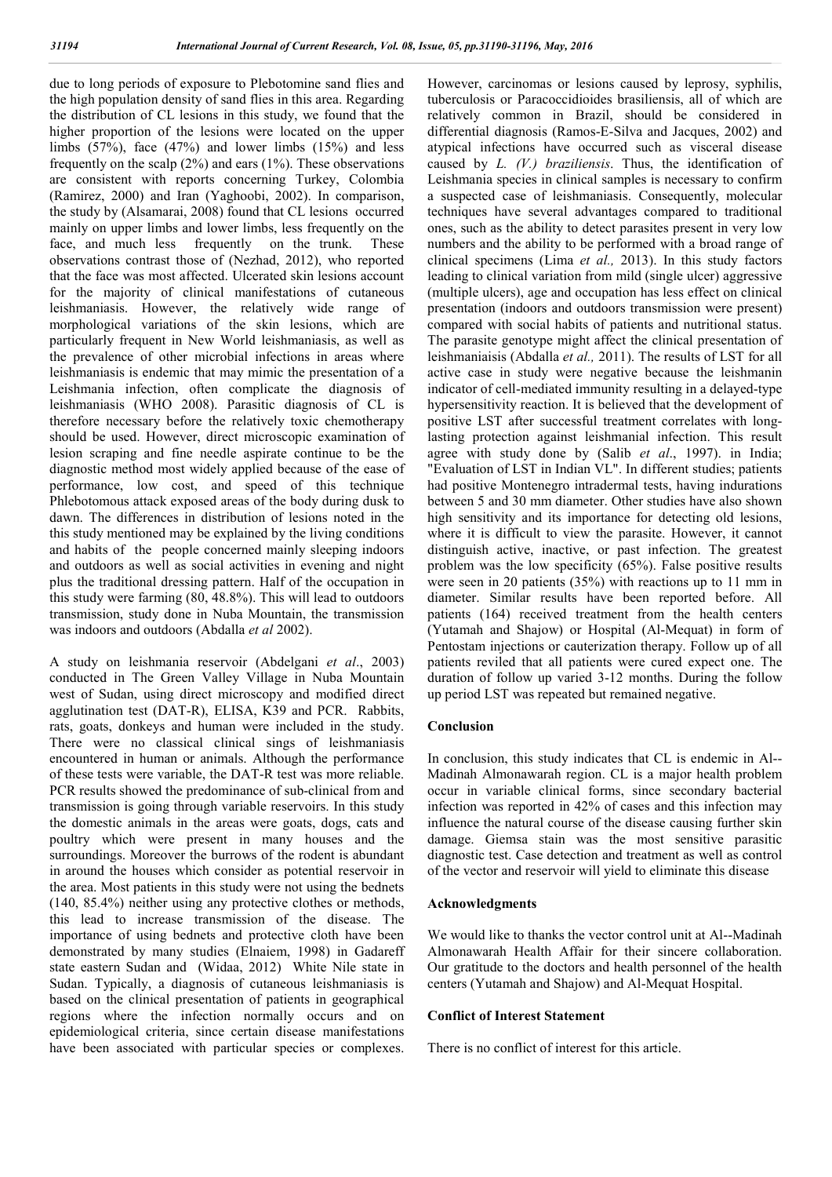due to long periods of exposure to Plebotomine sand flies and the high population density of sand flies in this area. Regarding the distribution of CL lesions in this study, we found that the higher proportion of the lesions were located on the upper limbs (57%), face (47%) and lower limbs (15%) and less frequently on the scalp (2%) and ears (1%). These observations are consistent with reports concerning Turkey, Colombia (Ramirez, 2000) and Iran (Yaghoobi, 2002). In comparison, the study by (Alsamarai, 2008) found that CL lesions occurred mainly on upper limbs and lower limbs, less frequently on the face, and much less frequently on the trunk. These observations contrast those of (Nezhad, 2012), who reported that the face was most affected. Ulcerated skin lesions account for the majority of clinical manifestations of cutaneous leishmaniasis. However, the relatively wide range of morphological variations of the skin lesions, which are particularly frequent in New World leishmaniasis, as well as the prevalence of other microbial infections in areas where leishmaniasis is endemic that may mimic the presentation of a Leishmania infection, often complicate the diagnosis of leishmaniasis (WHO 2008). Parasitic diagnosis of CL is therefore necessary before the relatively toxic chemotherapy should be used. However, direct microscopic examination of lesion scraping and fine needle aspirate continue to be the diagnostic method most widely applied because of the ease of performance, low cost, and speed of this technique Phlebotomous attack exposed areas of the body during dusk to dawn. The differences in distribution of lesions noted in the this study mentioned may be explained by the living conditions and habits of the people concerned mainly sleeping indoors and outdoors as well as social activities in evening and night plus the traditional dressing pattern. Half of the occupation in this study were farming (80, 48.8%). This will lead to outdoors transmission, study done in Nuba Mountain, the transmission was indoors and outdoors (Abdalla *et al* 2002).

A study on leishmania reservoir (Abdelgani *et al*., 2003) conducted in The Green Valley Village in Nuba Mountain west of Sudan, using direct microscopy and modified direct agglutination test (DAT-R), ELISA, K39 and PCR. Rabbits, rats, goats, donkeys and human were included in the study. There were no classical clinical sings of leishmaniasis encountered in human or animals. Although the performance of these tests were variable, the DAT-R test was more reliable. PCR results showed the predominance of sub-clinical from and transmission is going through variable reservoirs. In this study the domestic animals in the areas were goats, dogs, cats and poultry which were present in many houses and the surroundings. Moreover the burrows of the rodent is abundant in around the houses which consider as potential reservoir in the area. Most patients in this study were not using the bednets (140, 85.4%) neither using any protective clothes or methods, this lead to increase transmission of the disease. The importance of using bednets and protective cloth have been demonstrated by many studies (Elnaiem, 1998) in Gadareff state eastern Sudan and (Widaa, 2012) White Nile state in Sudan. Typically, a diagnosis of cutaneous leishmaniasis is based on the clinical presentation of patients in geographical regions where the infection normally occurs and on epidemiological criteria, since certain disease manifestations have been associated with particular species or complexes. However, carcinomas or lesions caused by leprosy, syphilis, tuberculosis or Paracoccidioides brasiliensis, all of which are relatively common in Brazil, should be considered in differential diagnosis (Ramos-E-Silva and Jacques, 2002) and atypical infections have occurred such as visceral disease caused by *L. (V.) braziliensis*. Thus, the identification of Leishmania species in clinical samples is necessary to confirm a suspected case of leishmaniasis. Consequently, molecular techniques have several advantages compared to traditional ones, such as the ability to detect parasites present in very low numbers and the ability to be performed with a broad range of clinical specimens (Lima *et al.,* 2013). In this study factors leading to clinical variation from mild (single ulcer) aggressive (multiple ulcers), age and occupation has less effect on clinical presentation (indoors and outdoors transmission were present) compared with social habits of patients and nutritional status. The parasite genotype might affect the clinical presentation of leishmaniaisis (Abdalla *et al.,* 2011). The results of LST for all active case in study were negative because the leishmanin indicator of cell-mediated immunity resulting in a delayed-type hypersensitivity reaction. It is believed that the development of positive LST after successful treatment correlates with long-lasting protection against leishmanial infection. This result agree with study done by (Salib *et al*., 1997). in India; "Evaluation of LST in Indian VL". In different studies; patients had positive Montenegro intradermal tests, having indurations between 5 and 30 mm diameter. Other studies have also shown high sensitivity and its importance for detecting old lesions, where it is difficult to view the parasite. However, it cannot distinguish active, inactive, or past infection. The greatest problem was the low specificity (65%). False positive results were seen in 20 patients (35%) with reactions up to 11 mm in diameter. Similar results have been reported before. All patients (164) received treatment from the health centers (Yutamah and Shajow) or Hospital (Al-Mequat) in form of Pentostam injections or cauterization therapy. Follow up of all patients reviled that all patients were cured expect one. The duration of follow up varied 3-12 months. During the follow up period LST was repeated but remained negative.

## Conclusion

In conclusion, this study indicates that CL is endemic in Al--Madinah Almonawarah region. CL is a major health problem occur in variable clinical forms, since secondary bacterial infection was reported in 42% of cases and this infection may influence the natural course of the disease causing further skin damage. Giemsa stain was the most sensitive parasitic diagnostic test. Case detection and treatment as well as control of the vector and reservoir will yield to eliminate this disease

## Acknowledgments

We would like to thanks the vector control unit at Al--Madinah Almonawarah Health Affair for their sincere collaboration. Our gratitude to the doctors and health personnel of the health centers (Yutamah and Shajow) and Al-Mequat Hospital.

## Conflict of Interest Statement

There is no conflict of interest for this article.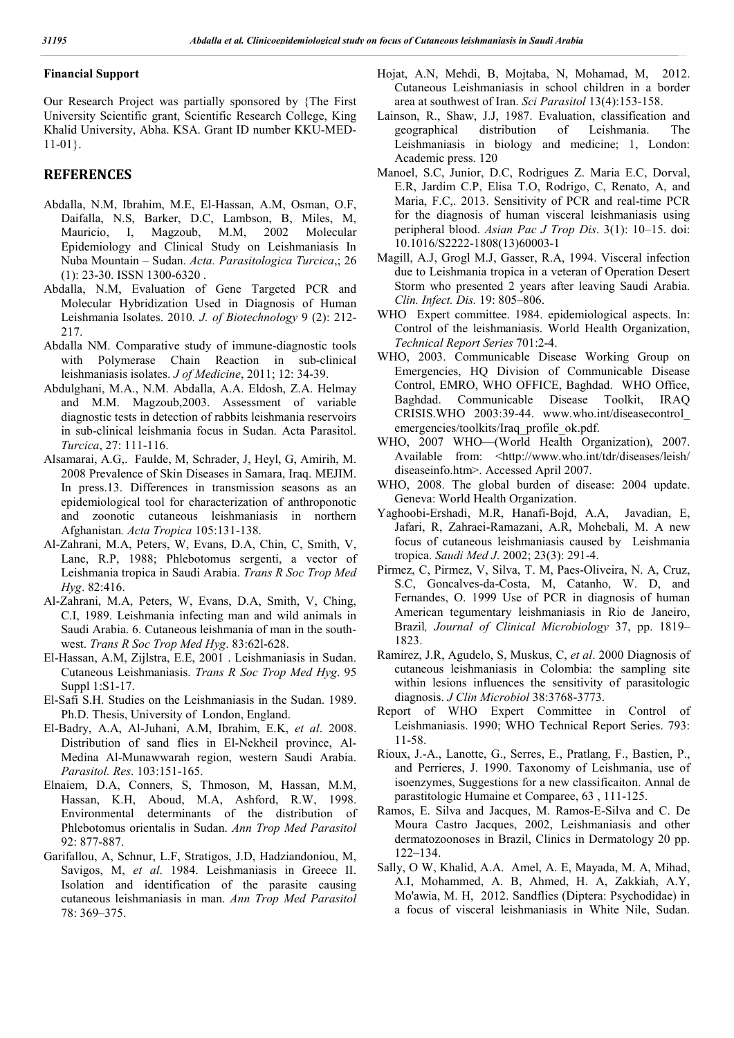**Financial Support**

Our Research Project was partially sponsored by {The First University Scientific grant, Scientific Research College, King Khalid University, Abha. KSA. Grant ID number KKU-MED-11-01}.

## REFERENCES

- Abdalla, N.M, Ibrahim, M.E, El-Hassan, A.M, Osman, O.F, Daifalla, N.S, Barker, D.C, Lambson, B, Miles, M, Mauricio, I, Magzoub, M.M, 2002 Molecular Epidemiology and Clinical Study on Leishmaniasis In Nuba Mountain – Sudan. *Acta. Parasitologica Turcica*,; 26 (1): 23-30. ISSN 1300-6320 .
- Abdalla, N.M, Evaluation of Gene Targeted PCR and Molecular Hybridization Used in Diagnosis of Human Leishmania Isolates. 2010*. J. of Biotechnology* 9 (2): 212-217.
- Abdalla NM. Comparative study of immune-diagnostic tools with Polymerase Chain Reaction in sub-clinical leishmaniasis isolates. *J of Medicine*, 2011; 12: 34-39.
- Abdulghani, M.A., N.M. Abdalla, A.A. Eldosh, Z.A. Helmay and M.M. Magzoub,2003. Assessment of variable diagnostic tests in detection of rabbits leishmania reservoirs in sub-clinical leishmania focus in Sudan. Acta Parasitol. *Turcica*, 27: 111-116.
- Alsamarai, A.G,. Faulde, M, Schrader, J, Heyl, G, Amirih, M. 2008 Prevalence of Skin Diseases in Samara, Iraq. MEJIM. In press.13. Differences in transmission seasons as an epidemiological tool for characterization of anthroponotic and zoonotic cutaneous leishmaniasis in northern Afghanistan*. Acta Tropica* 105:131-138.
- Al-Zahrani, M.A, Peters, W, Evans, D.A, Chin, C, Smith, V, Lane, R.P, 1988; Phlebotomus sergenti, a vector of Leishmania tropica in Saudi Arabia. *Trans R Soc Trop Med Hyg*. 82:416.
- Al-Zahrani, M.A, Peters, W, Evans, D.A, Smith, V, Ching, C.I, 1989. Leishmania infecting man and wild animals in Saudi Arabia. 6. Cutaneous leishmania of man in the south-west. *Trans R Soc Trop Med Hyg*. 83:62l-628.
- El-Hassan, A.M, Zijlstra, E.E, 2001 . Leishmaniasis in Sudan. Cutaneous Leishmaniasis. *Trans R Soc Trop Med Hyg*. 95 Suppl 1:S1-17.
- El-Safi S.H. Studies on the Leishmaniasis in the Sudan. 1989. Ph.D. Thesis, University of London, England.
- El-Badry, A.A, Al-Juhani, A.M, Ibrahim, E.K, *et al*. 2008. Distribution of sand flies in El-Nekheil province, Al-Medina Al-Munawwarah region, western Saudi Arabia. *Parasitol. Res*. 103:151-165.
- Elnaiem, D.A, Conners, S, Thmoson, M, Hassan, M.M, Hassan, K.H, Aboud, M.A, Ashford, R.W, 1998. Environmental determinants of the distribution of Phlebotomus orientalis in Sudan. *Ann Trop Med Parasitol* 92: 877-887.
- Garifallou, A, Schnur, L.F, Stratigos, J.D, Hadziandoniou, M, Savigos, M, *et al*. 1984. Leishmaniasis in Greece II. Isolation and identification of the parasite causing cutaneous leishmaniasis in man. *Ann Trop Med Parasitol* 78: 369–375.
- Hojat, A.N, Mehdi, B, Mojtaba, N, Mohamad, M, 2012. Cutaneous Leishmaniasis in school children in a border area at southwest of Iran. *Sci Parasitol* 13(4):153-158.
- Lainson, R., Shaw, J.J, 1987. Evaluation, classification and geographical distribution of Leishmania. The Leishmaniasis in biology and medicine; 1, London: Academic press. 120
- Manoel, S.C, Junior, D.C, Rodrigues Z. Maria E.C, Dorval, E.R, Jardim C.P, Elisa T.O, Rodrigo, C, Renato, A, and Maria, F.C,. 2013. Sensitivity of PCR and real-time PCR for the diagnosis of human visceral leishmaniasis using peripheral blood. *Asian Pac J Trop Dis*. 3(1): 10–15. doi: 10.1016/S2222-1808(13)60003-1
- Magill, A.J, Grogl M.J, Gasser, R.A, 1994. Visceral infection due to Leishmania tropica in a veteran of Operation Desert Storm who presented 2 years after leaving Saudi Arabia. *Clin. Infect. Dis.* 19: 805–806.
- WHO Expert committee. 1984. epidemiological aspects. In: Control of the leishmaniasis. World Health Organization, *Technical Report Series* 701:2-4.
- WHO, 2003. Communicable Disease Working Group on Emergencies, HQ Division of Communicable Disease Control, EMRO, WHO OFFICE, Baghdad. WHO Office, Baghdad. Communicable Disease Toolkit, IRAQ CRISIS.WHO 2003:39-44. www.who.int/diseasecontrol_ emergencies/toolkits/Iraq_profile_ok.pdf.
- WHO, 2007 WHO—(World Health Organization), 2007. Available from: <http://www.who.int/tdr/diseases/leish/ diseaseinfo.htm>. Accessed April 2007.
- WHO, 2008. The global burden of disease: 2004 update. Geneva: World Health Organization.
- Yaghoobi-Ershadi, M.R, Hanafi-Bojd, A.A, Javadian, E, Jafari, R, Zahraei-Ramazani, A.R, Mohebali, M. A new focus of cutaneous leishmaniasis caused by Leishmania tropica. *Saudi Med J*. 2002; 23(3): 291-4.
- Pirmez, C, Pirmez, V, Silva, T. M, Paes-Oliveira, N. A, Cruz, S.C, Goncalves-da-Costa, M, Catanho, W. D, and Fernandes, O. 1999 Use of PCR in diagnosis of human American tegumentary leishmaniasis in Rio de Janeiro, Brazil*, Journal of Clinical Microbiology* 37, pp. 1819–1823.
- Ramirez, J.R, Agudelo, S, Muskus, C, *et al*. 2000 Diagnosis of cutaneous leishmaniasis in Colombia: the sampling site within lesions influences the sensitivity of parasitologic diagnosis. *J Clin Microbiol* 38:3768-3773.
- Report of WHO Expert Committee in Control of Leishmaniasis. 1990; WHO Technical Report Series. 793: 11-58.
- Rioux, J.-A., Lanotte, G., Serres, E., Pratlang, F., Bastien, P., and Perrieres, J. 1990. Taxonomy of Leishmania, use of isoenzymes, Suggestions for a new classificaiton. Annal de parastitologic Humaine et Comparee, 63 , 111-125.
- Ramos, E. Silva and Jacques, M. Ramos-E-Silva and C. De Moura Castro Jacques, 2002, Leishmaniasis and other dermatozoonoses in Brazil, Clinics in Dermatology 20 pp. 122–134.
- Sally, O W, Khalid, A.A. Amel, A. E, Mayada, M. A, Mihad, A.I, Mohammed, A. B, Ahmed, H. A, Zakkiah, A.Y, Mo'awia, M. H, 2012. Sandflies (Diptera: Psychodidae) in a focus of visceral leishmaniasis in White Nile, Sudan.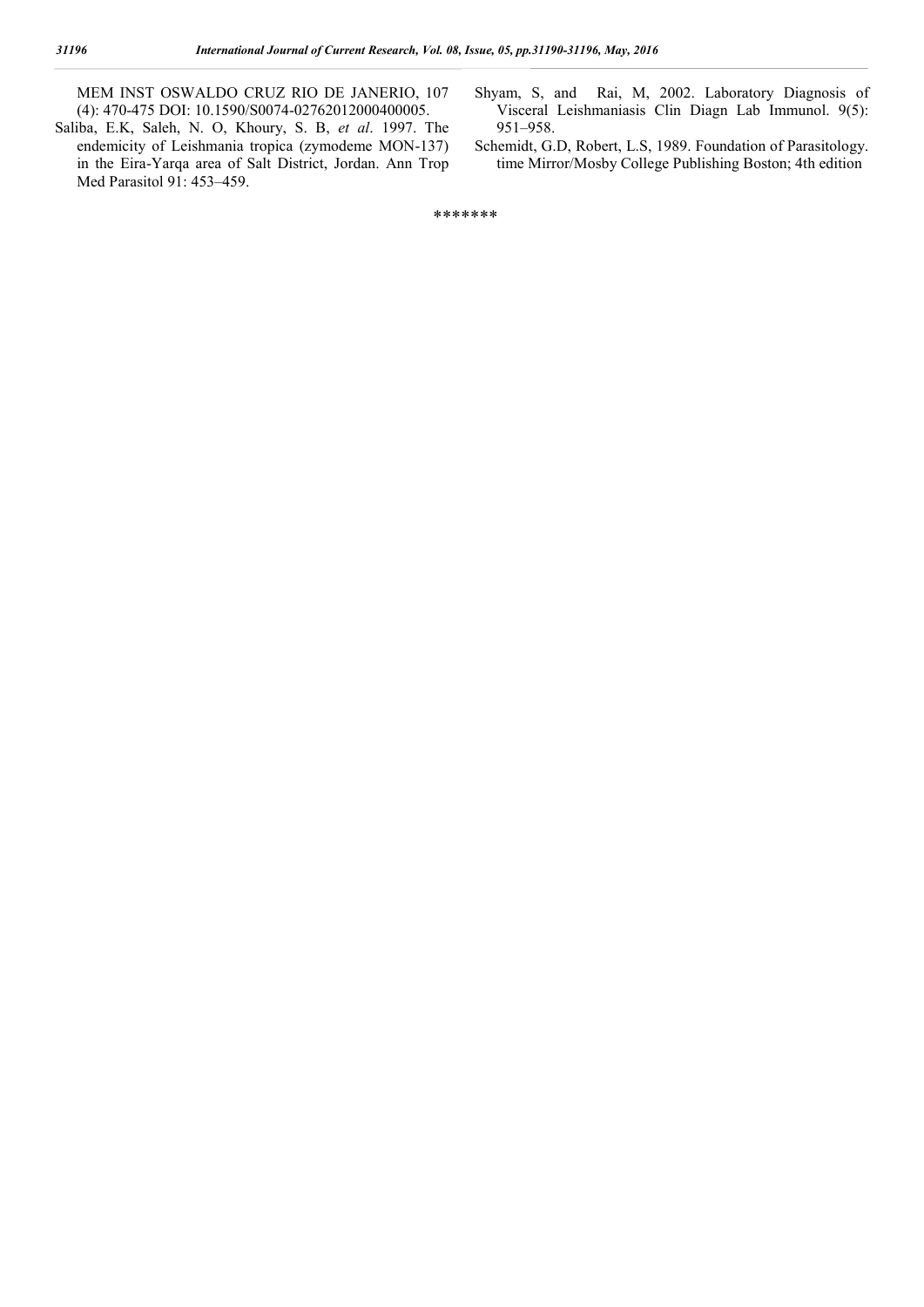MEM INST OSWALDO CRUZ RIO DE JANERIO, 107 (4): 470-475 DOI: 10.1590/S0074-02762012000400005.

Saliba, E.K, Saleh, N. O, Khoury, S. B, *et al*. 1997. The endemicity of Leishmania tropica (zymodeme MON-137) in the Eira-Yarqa area of Salt District, Jordan. Ann Trop Med Parasitol 91: 453–459.

Shyam, S, and Rai, M, 2002. Laboratory Diagnosis of Visceral Leishmaniasis Clin Diagn Lab Immunol. 9(5): 951–958.

Schemidt, G.D, Robert, L.S, 1989. Foundation of Parasitology. time Mirror/Mosby College Publishing Boston; 4th edition

*******